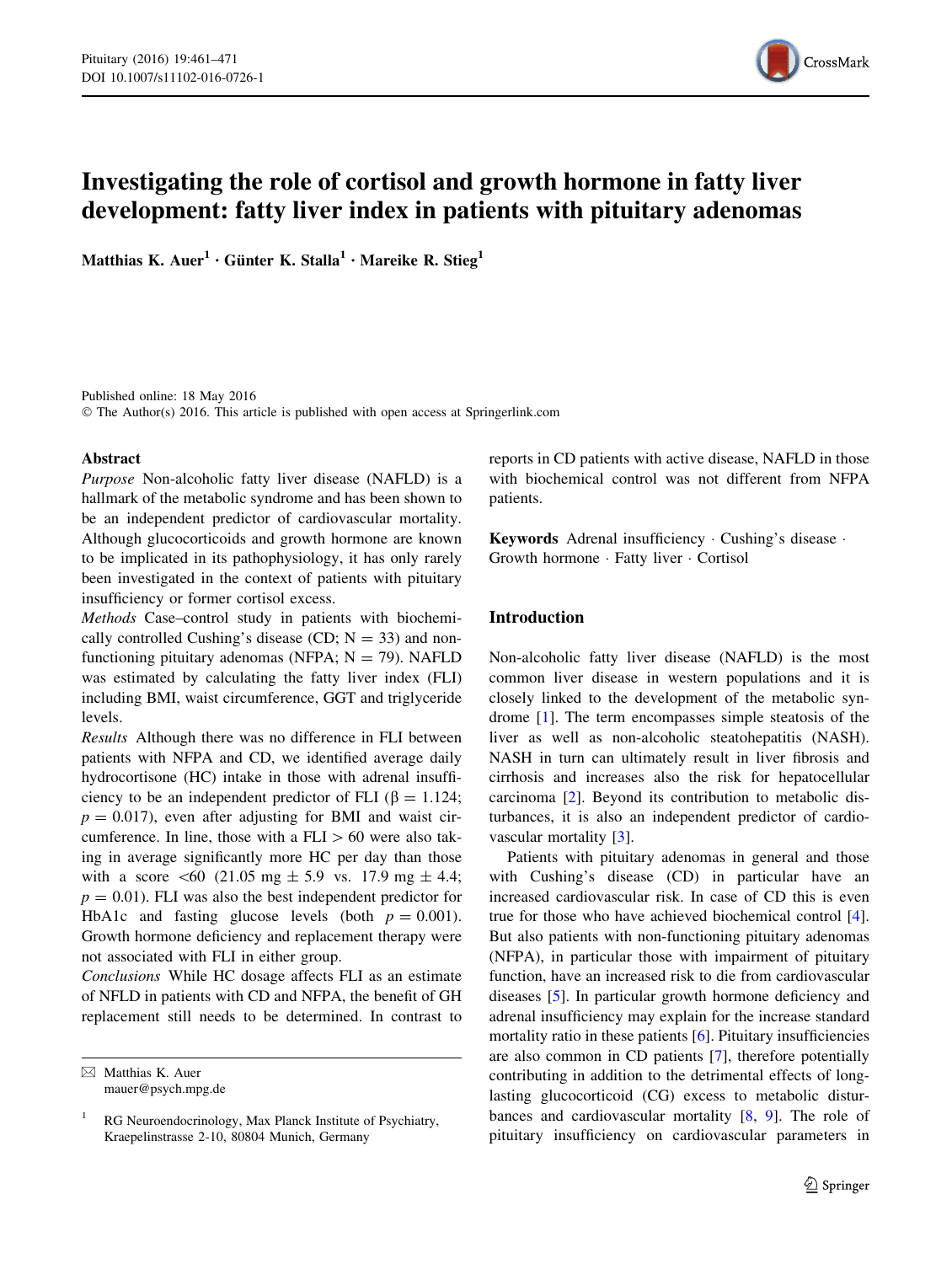# Investigating the role of cortisol and growth hormone in fatty liver development: fatty liver index in patients with pituitary adenomas

**Matthias K. Auer[1] · Günter K. Stalla[1] · Mareike R. Stieg[1]**

Published online: 18 May 2016
© The Author(s) 2016. This article is published with open access at Springerlink.com

## Abstract

*Purpose* Non-alcoholic fatty liver disease (NAFLD) is a hallmark of the metabolic syndrome and has been shown to be an independent predictor of cardiovascular mortality. Although glucocorticoids and growth hormone are known to be implicated in its pathophysiology, it has only rarely been investigated in the context of patients with pituitary insufficiency or former cortisol excess.

*Methods* Case–control study in patients with biochemically controlled Cushing's disease (CD; N = 33) and non-functioning pituitary adenomas (NFPA; N = 79). NAFLD was estimated by calculating the fatty liver index (FLI) including BMI, waist circumference, GGT and triglyceride levels.

*Results* Although there was no difference in FLI between patients with NFPA and CD, we identified average daily hydrocortisone (HC) intake in those with adrenal insufficiency to be an independent predictor of FLI ($\beta = 1.124$; $p = 0.017$), even after adjusting for BMI and waist circumference. In line, those with a FLI > 60 were also taking in average significantly more HC per day than those with a score <60 (21.05 mg ± 5.9 vs. 17.9 mg ± 4.4; $p = 0.01$). FLI was also the best independent predictor for HbA1c and fasting glucose levels (both $p = 0.001$). Growth hormone deficiency and replacement therapy were not associated with FLI in either group.

*Conclusions* While HC dosage affects FLI as an estimate of NFLD in patients with CD and NFPA, the benefit of GH replacement still needs to be determined. In contrast to reports in CD patients with active disease, NAFLD in those with biochemical control was not different from NFPA patients.

**Keywords** Adrenal insufficiency · Cushing's disease · Growth hormone · Fatty liver · Cortisol

## Introduction

Non-alcoholic fatty liver disease (NAFLD) is the most common liver disease in western populations and it is closely linked to the development of the metabolic syndrome [1]. The term encompasses simple steatosis of the liver as well as non-alcoholic steatohepatitis (NASH). NASH in turn can ultimately result in liver fibrosis and cirrhosis and increases also the risk for hepatocellular carcinoma [2]. Beyond its contribution to metabolic disturbances, it is also an independent predictor of cardiovascular mortality [3].

Patients with pituitary adenomas in general and those with Cushing's disease (CD) in particular have an increased cardiovascular risk. In case of CD this is even true for those who have achieved biochemical control [4]. But also patients with non-functioning pituitary adenomas (NFPA), in particular those with impairment of pituitary function, have an increased risk to die from cardiovascular diseases [5]. In particular growth hormone deficiency and adrenal insufficiency may explain for the increase standard mortality ratio in these patients [6]. Pituitary insufficiencies are also common in CD patients [7], therefore potentially contributing in addition to the detrimental effects of long-lasting glucocorticoid (CG) excess to metabolic disturbances and cardiovascular mortality [8, 9]. The role of pituitary insufficiency on cardiovascular parameters in

✉ Matthias K. Auer
mauer@psych.mpg.de

[1] RG Neuroendocrinology, Max Planck Institute of Psychiatry, Kraepelinstrasse 2-10, 80804 Munich, Germany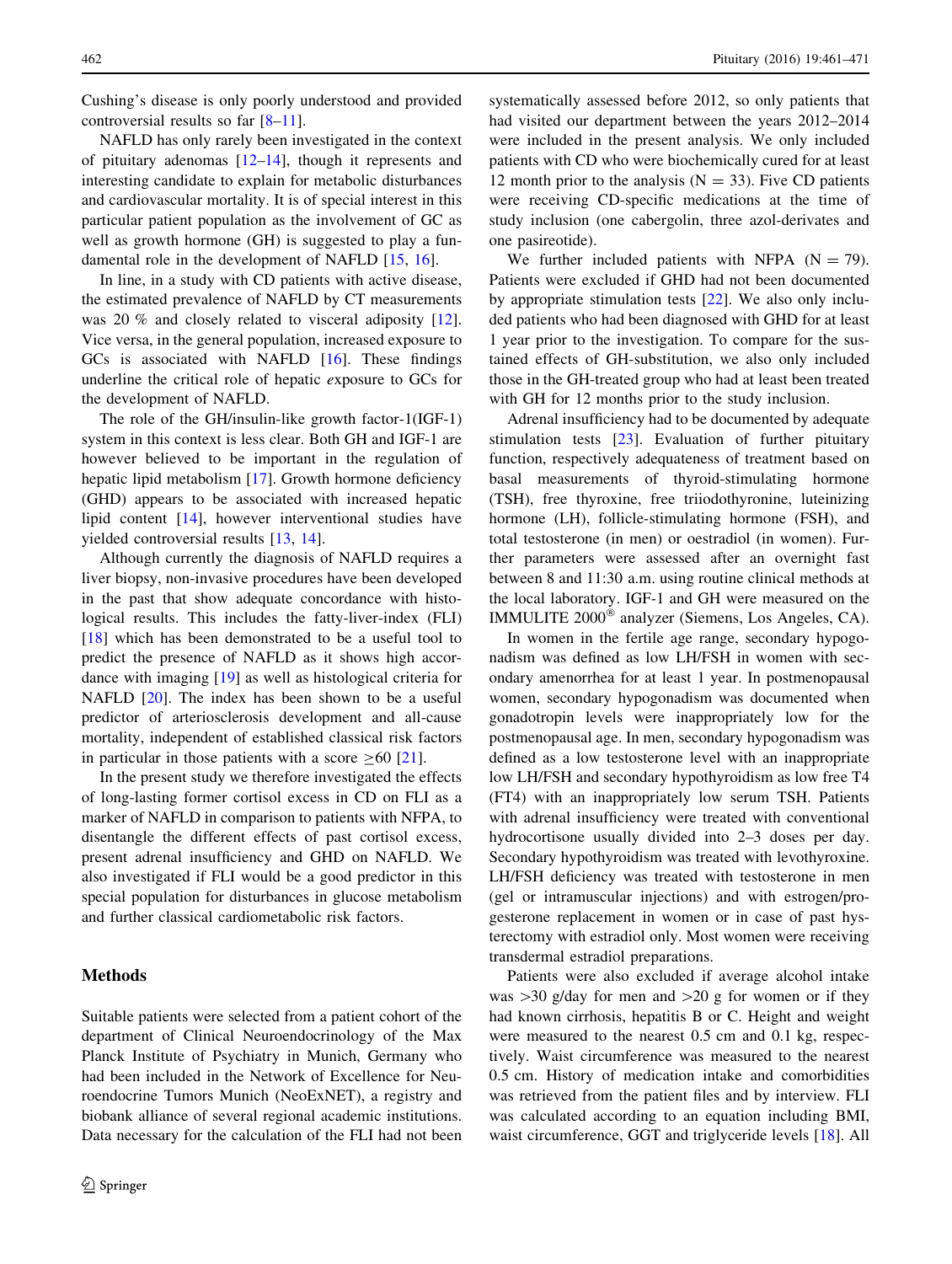Cushing's disease is only poorly understood and provided controversial results so far [8–11].

NAFLD has only rarely been investigated in the context of pituitary adenomas [12–14], though it represents and interesting candidate to explain for metabolic disturbances and cardiovascular mortality. It is of special interest in this particular patient population as the involvement of GC as well as growth hormone (GH) is suggested to play a fundamental role in the development of NAFLD [15, 16].

In line, in a study with CD patients with active disease, the estimated prevalence of NAFLD by CT measurements was 20 % and closely related to visceral adiposity [12]. Vice versa, in the general population, increased exposure to GCs is associated with NAFLD [16]. These findings underline the critical role of hepatic *e*xposure to GCs for the development of NAFLD.

The role of the GH/insulin-like growth factor-1(IGF-1) system in this context is less clear. Both GH and IGF-1 are however believed to be important in the regulation of hepatic lipid metabolism [17]. Growth hormone deficiency (GHD) appears to be associated with increased hepatic lipid content [14], however interventional studies have yielded controversial results [13, 14].

Although currently the diagnosis of NAFLD requires a liver biopsy, non-invasive procedures have been developed in the past that show adequate concordance with histological results. This includes the fatty-liver-index (FLI) [18] which has been demonstrated to be a useful tool to predict the presence of NAFLD as it shows high accordance with imaging [19] as well as histological criteria for NAFLD [20]. The index has been shown to be a useful predictor of arteriosclerosis development and all-cause mortality, independent of established classical risk factors in particular in those patients with a score $\geq$60 [21].

In the present study we therefore investigated the effects of long-lasting former cortisol excess in CD on FLI as a marker of NAFLD in comparison to patients with NFPA, to disentangle the different effects of past cortisol excess, present adrenal insufficiency and GHD on NAFLD. We also investigated if FLI would be a good predictor in this special population for disturbances in glucose metabolism and further classical cardiometabolic risk factors.

## Methods

Suitable patients were selected from a patient cohort of the department of Clinical Neuroendocrinology of the Max Planck Institute of Psychiatry in Munich, Germany who had been included in the Network of Excellence for Neuroendocrine Tumors Munich (NeoExNET), a registry and biobank alliance of several regional academic institutions. Data necessary for the calculation of the FLI had not been systematically assessed before 2012, so only patients that had visited our department between the years 2012–2014 were included in the present analysis. We only included patients with CD who were biochemically cured for at least 12 month prior to the analysis (N = 33). Five CD patients were receiving CD-specific medications at the time of study inclusion (one cabergolin, three azol-derivates and one pasireotide).

We further included patients with NFPA (N = 79). Patients were excluded if GHD had not been documented by appropriate stimulation tests [22]. We also only included patients who had been diagnosed with GHD for at least 1 year prior to the investigation. To compare for the sustained effects of GH-substitution, we also only included those in the GH-treated group who had at least been treated with GH for 12 months prior to the study inclusion.

Adrenal insufficiency had to be documented by adequate stimulation tests [23]. Evaluation of further pituitary function, respectively adequateness of treatment based on basal measurements of thyroid-stimulating hormone (TSH), free thyroxine, free triiodothyronine, luteinizing hormone (LH), follicle-stimulating hormone (FSH), and total testosterone (in men) or oestradiol (in women). Further parameters were assessed after an overnight fast between 8 and 11:30 a.m. using routine clinical methods at the local laboratory. IGF-1 and GH were measured on the IMMULITE 2000® analyzer (Siemens, Los Angeles, CA).

In women in the fertile age range, secondary hypogonadism was defined as low LH/FSH in women with secondary amenorrhea for at least 1 year. In postmenopausal women, secondary hypogonadism was documented when gonadotropin levels were inappropriately low for the postmenopausal age. In men, secondary hypogonadism was defined as a low testosterone level with an inappropriate low LH/FSH and secondary hypothyroidism as low free T4 (FT4) with an inappropriately low serum TSH. Patients with adrenal insufficiency were treated with conventional hydrocortisone usually divided into 2–3 doses per day. Secondary hypothyroidism was treated with levothyroxine. LH/FSH deficiency was treated with testosterone in men (gel or intramuscular injections) and with estrogen/progesterone replacement in women or in case of past hysterectomy with estradiol only. Most women were receiving transdermal estradiol preparations.

Patients were also excluded if average alcohol intake was >30 g/day for men and >20 g for women or if they had known cirrhosis, hepatitis B or C. Height and weight were measured to the nearest 0.5 cm and 0.1 kg, respectively. Waist circumference was measured to the nearest 0.5 cm. History of medication intake and comorbidities was retrieved from the patient files and by interview. FLI was calculated according to an equation including BMI, waist circumference, GGT and triglyceride levels [18]. All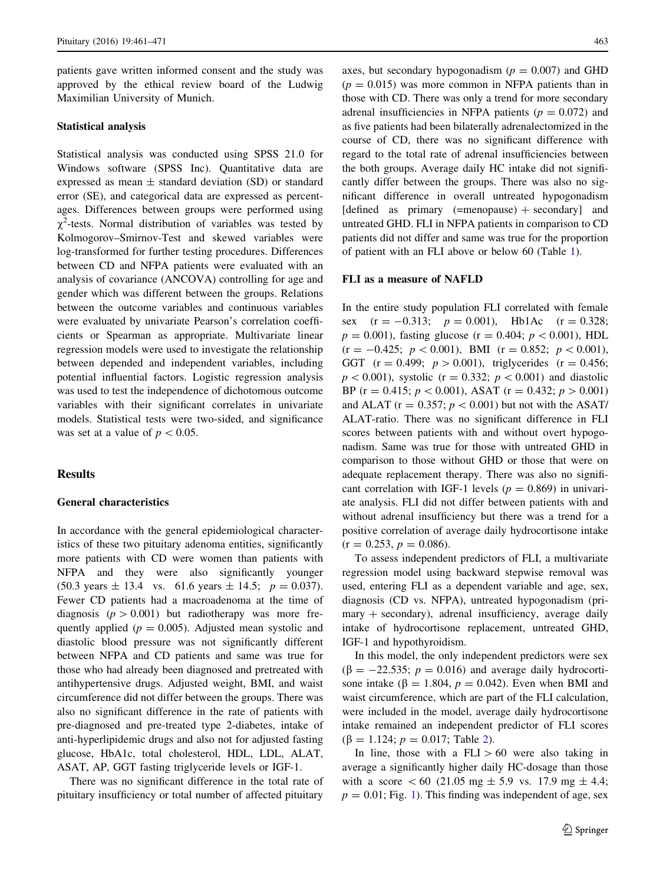patients gave written informed consent and the study was approved by the ethical review board of the Ludwig Maximilian University of Munich.

### Statistical analysis

Statistical analysis was conducted using SPSS 21.0 for Windows software (SPSS Inc). Quantitative data are expressed as mean ± standard deviation (SD) or standard error (SE), and categorical data are expressed as percentages. Differences between groups were performed using $\chi^2$-tests. Normal distribution of variables was tested by Kolmogorov–Smirnov-Test and skewed variables were log-transformed for further testing procedures. Differences between CD and NFPA patients were evaluated with an analysis of covariance (ANCOVA) controlling for age and gender which was different between the groups. Relations between the outcome variables and continuous variables were evaluated by univariate Pearson's correlation coefficients or Spearman as appropriate. Multivariate linear regression models were used to investigate the relationship between depended and independent variables, including potential influential factors. Logistic regression analysis was used to test the independence of dichotomous outcome variables with their significant correlates in univariate models. Statistical tests were two-sided, and significance was set at a value of $p < 0.05$.

## Results

### General characteristics

In accordance with the general epidemiological characteristics of these two pituitary adenoma entities, significantly more patients with CD were women than patients with NFPA and they were also significantly younger (50.3 years ± 13.4 vs. 61.6 years ± 14.5; $p = 0.037$). Fewer CD patients had a macroadenoma at the time of diagnosis ($p > 0.001$) but radiotherapy was more frequently applied ($p = 0.005$). Adjusted mean systolic and diastolic blood pressure was not significantly different between NFPA and CD patients and same was true for those who had already been diagnosed and pretreated with antihypertensive drugs. Adjusted weight, BMI, and waist circumference did not differ between the groups. There was also no significant difference in the rate of patients with pre-diagnosed and pre-treated type 2-diabetes, intake of anti-hyperlipidemic drugs and also not for adjusted fasting glucose, HbA1c, total cholesterol, HDL, LDL, ALAT, ASAT, AP, GGT fasting triglyceride levels or IGF-1.

There was no significant difference in the total rate of pituitary insufficiency or total number of affected pituitary axes, but secondary hypogonadism ($p = 0.007$) and GHD ($p = 0.015$) was more common in NFPA patients than in those with CD. There was only a trend for more secondary adrenal insufficiencies in NFPA patients ($p = 0.072$) and as five patients had been bilaterally adrenalectomized in the course of CD, there was no significant difference with regard to the total rate of adrenal insufficiencies between the both groups. Average daily HC intake did not significantly differ between the groups. There was also no significant difference in overall untreated hypogonadism [defined as primary (=menopause) + secondary] and untreated GHD. FLI in NFPA patients in comparison to CD patients did not differ and same was true for the proportion of patient with an FLI above or below 60 (Table 1).

### FLI as a measure of NAFLD

In the entire study population FLI correlated with female sex ($r = -0.313$; $p = 0.001$), Hb1Ac ($r = 0.328$; $p = 0.001$), fasting glucose ($r = 0.404$; $p < 0.001$), HDL ($r = -0.425$; $p < 0.001$), BMI ($r = 0.852$; $p < 0.001$), GGT ($r = 0.499$; $p > 0.001$), triglycerides ($r = 0.456$; $p < 0.001$), systolic ($r = 0.332$; $p < 0.001$) and diastolic BP ($r = 0.415$; $p < 0.001$), ASAT ($r = 0.432$; $p > 0.001$) and ALAT ($r = 0.357$; $p < 0.001$) but not with the ASAT/ALAT-ratio. There was no significant difference in FLI scores between patients with and without overt hypogonadism. Same was true for those with untreated GHD in comparison to those without GHD or those that were on adequate replacement therapy. There was also no significant correlation with IGF-1 levels ($p = 0.869$) in univariate analysis. FLI did not differ between patients with and without adrenal insufficiency but there was a trend for a positive correlation of average daily hydrocortisone intake ($r = 0.253$, $p = 0.086$).

To assess independent predictors of FLI, a multivariate regression model using backward stepwise removal was used, entering FLI as a dependent variable and age, sex, diagnosis (CD vs. NFPA), untreated hypogonadism (primary + secondary), adrenal insufficiency, average daily intake of hydrocortisone replacement, untreated GHD, IGF-1 and hypothyroidism.

In this model, the only independent predictors were sex ($\beta = -22.535$; $p = 0.016$) and average daily hydrocortisone intake ($\beta = 1.804$, $p = 0.042$). Even when BMI and waist circumference, which are part of the FLI calculation, were included in the model, average daily hydrocortisone intake remained an independent predictor of FLI scores ($\beta = 1.124$; $p = 0.017$; Table 2).

In line, those with a FLI > 60 were also taking in average a significantly higher daily HC-dosage than those with a score < 60 (21.05 mg ± 5.9 vs. 17.9 mg ± 4.4; $p = 0.01$; Fig. 1). This finding was independent of age, sex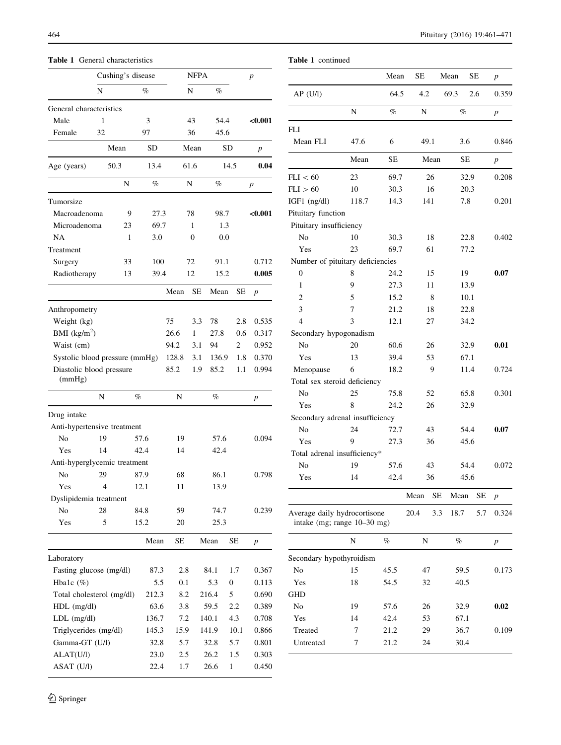**Table 1** General characteristics

| | Cushing's disease | | NFPA | | *p* |
|---|---|---|---|---|---|
| | N | % | N | % | |
| General characteristics | | | | | |
| Male | 1 | 3 | 43 | 54.4 | **<0.001** |
| Female | 32 | 97 | 36 | 45.6 | |
| | Mean | SD | Mean | SD | *p* |
| Age (years) | 50.3 | 13.4 | 61.6 | 14.5 | **0.04** |
| | N | % | N | % | *p* |
| Tumorsize | | | | | |
| Macroadenoma | 9 | 27.3 | 78 | 98.7 | **<0.001** |
| Microadenoma | 23 | 69.7 | 1 | 1.3 | |
| NA | 1 | 3.0 | 0 | 0.0 | |
| Treatment | | | | | |
| Surgery | 33 | 100 | 72 | 91.1 | 0.712 |
| Radiotherapy | 13 | 39.4 | 12 | 15.2 | **0.005** |
| | Mean | SE | Mean | SE | *p* |
| Anthropometry | | | | | |
| Weight (kg) | 75 | 3.3 | 78 | 2.8 | 0.535 |
| BMI (kg/m$^2$) | 26.6 | 1 | 27.8 | 0.6 | 0.317 |
| Waist (cm) | 94.2 | 3.1 | 94 | 2 | 0.952 |
| Systolic blood pressure (mmHg) | 128.8 | 3.1 | 136.9 | 1.8 | 0.370 |
| Diastolic blood pressure (mmHg) | 85.2 | 1.9 | 85.2 | 1.1 | 0.994 |
| | N | % | N | % | *p* |
| Drug intake | | | | | |
| Anti-hypertensive treatment | | | | | |
| No | 19 | 57.6 | 19 | 57.6 | 0.094 |
| Yes | 14 | 42.4 | 14 | 42.4 | |
| Anti-hyperglycemic treatment | | | | | |
| No | 29 | 87.9 | 68 | 86.1 | 0.798 |
| Yes | 4 | 12.1 | 11 | 13.9 | |
| Dyslipidemia treatment | | | | | |
| No | 28 | 84.8 | 59 | 74.7 | 0.239 |
| Yes | 5 | 15.2 | 20 | 25.3 | |
| | Mean | SE | Mean | SE | *p* |
| Laboratory | | | | | |
| Fasting glucose (mg/dl) | 87.3 | 2.8 | 84.1 | 1.7 | 0.367 |
| Hba1c (%) | 5.5 | 0.1 | 5.3 | 0 | 0.113 |
| Total cholesterol (mg/dl) | 212.3 | 8.2 | 216.4 | 5 | 0.690 |
| HDL (mg/dl) | 63.6 | 3.8 | 59.5 | 2.2 | 0.389 |
| LDL (mg/dl) | 136.7 | 7.2 | 140.1 | 4.3 | 0.708 |
| Triglycerides (mg/dl) | 145.3 | 15.9 | 141.9 | 10.1 | 0.866 |
| Gamma-GT (U/l) | 32.8 | 5.7 | 32.8 | 5.7 | 0.801 |
| ALAT(U/l) | 23.0 | 2.5 | 26.2 | 1.5 | 0.303 |
| ASAT (U/l) | 22.4 | 1.7 | 26.6 | 1 | 0.450 |
| AP (U/l) | 64.5 | 4.2 | 69.3 | 2.6 | 0.359 |
| | N | % | N | % | *p* |
| FLI | | | | | |
| Mean FLI | 47.6 | 6 | 49.1 | 3.6 | 0.846 |
| | Mean | SE | Mean | SE | *p* |
| FLI < 60 | 23 | 69.7 | 26 | 32.9 | 0.208 |
| FLI > 60 | 10 | 30.3 | 16 | 20.3 | |
| IGF1 (ng/dl) | 118.7 | 14.3 | 141 | 7.8 | 0.201 |
| Pituitary function | | | | | |
| Pituitary insufficiency | | | | | |
| No | 10 | 30.3 | 18 | 22.8 | 0.402 |
| Yes | 23 | 69.7 | 61 | 77.2 | |
| Number of pituitary deficiencies | | | | | |
| 0 | 8 | 24.2 | 15 | 19 | **0.07** |
| 1 | 9 | 27.3 | 11 | 13.9 | |
| 2 | 5 | 15.2 | 8 | 10.1 | |
| 3 | 7 | 21.2 | 18 | 22.8 | |
| 4 | 3 | 12.1 | 27 | 34.2 | |
| Secondary hypogonadism | | | | | |
| No | 20 | 60.6 | 26 | 32.9 | **0.01** |
| Yes | 13 | 39.4 | 53 | 67.1 | |
| Menopause | 6 | 18.2 | 9 | 11.4 | 0.724 |
| Total sex steroid deficiency | | | | | |
| No | 25 | 75.8 | 52 | 65.8 | 0.301 |
| Yes | 8 | 24.2 | 26 | 32.9 | |
| Secondary adrenal insufficiency | | | | | |
| No | 24 | 72.7 | 43 | 54.4 | **0.07** |
| Yes | 9 | 27.3 | 36 | 45.6 | |
| Total adrenal insufficiency* | | | | | |
| No | 19 | 57.6 | 43 | 54.4 | 0.072 |
| Yes | 14 | 42.4 | 36 | 45.6 | |
| | Mean | SE | Mean | SE | *p* |
| Average daily hydrocortisone intake (mg; range 10–30 mg) | 20.4 | 3.3 | 18.7 | 5.7 | 0.324 |
| | N | % | N | % | *p* |
| Secondary hypothyroidism | | | | | |
| No | 15 | 45.5 | 47 | 59.5 | 0.173 |
| Yes | 18 | 54.5 | 32 | 40.5 | |
| GHD | | | | | |
| No | 19 | 57.6 | 26 | 32.9 | **0.02** |
| Yes | 14 | 42.4 | 53 | 67.1 | |
| Treated | 7 | 21.2 | 29 | 36.7 | 0.109 |
| Untreated | 7 | 21.2 | 24 | 30.4 | |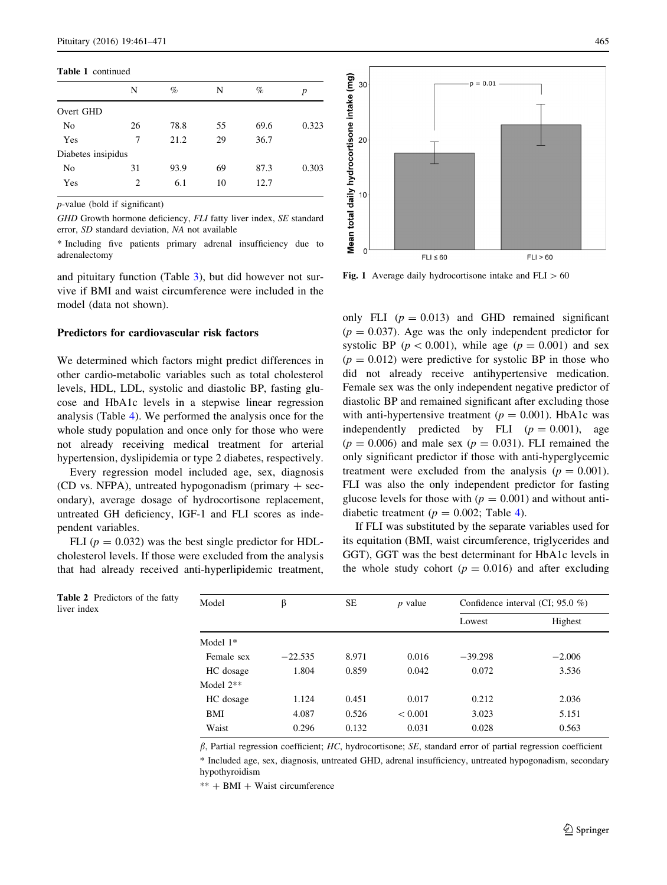**Table 1** continued

| | N | % | N | % | *p* |
|---|---|---|---|---|---|
| Overt GHD | | | | | |
| No | 26 | 78.8 | 55 | 69.6 | 0.323 |
| Yes | 7 | 21.2 | 29 | 36.7 | |
| Diabetes insipidus | | | | | |
| No | 31 | 93.9 | 69 | 87.3 | 0.303 |
| Yes | 2 | 6.1 | 10 | 12.7 | |

*p*-value (bold if significant)

*GHD* Growth hormone deficiency, *FLI* fatty liver index, *SE* standard error, *SD* standard deviation, *NA* not available

* Including five patients primary adrenal insufficiency due to adrenalectomy

and pituitary function (Table 3), but did however not survive if BMI and waist circumference were included in the model (data not shown).

### Predictors for cardiovascular risk factors

We determined which factors might predict differences in other cardio-metabolic variables such as total cholesterol levels, HDL, LDL, systolic and diastolic BP, fasting glucose and HbA1c levels in a stepwise linear regression analysis (Table 4). We performed the analysis once for the whole study population and once only for those who were not already receiving medical treatment for arterial hypertension, dyslipidemia or type 2 diabetes, respectively.

Every regression model included age, sex, diagnosis (CD vs. NFPA), untreated hypogonadism (primary + secondary), average dosage of hydrocortisone replacement, untreated GH deficiency, IGF-1 and FLI scores as independent variables.

FLI ($p = 0.032$) was the best single predictor for HDL-cholesterol levels. If those were excluded from the analysis that had already received anti-hyperlipidemic treatment, only FLI ($p = 0.013$) and GHD remained significant ($p = 0.037$). Age was the only independent predictor for systolic BP ($p < 0.001$), while age ($p = 0.001$) and sex ($p = 0.012$) were predictive for systolic BP in those who did not already receive antihypertensive medication. Female sex was the only independent negative predictor of diastolic BP and remained significant after excluding those with anti-hypertensive treatment ($p = 0.001$). HbA1c was independently predicted by FLI ($p = 0.001$), age ($p = 0.006$) and male sex ($p = 0.031$). FLI remained the only significant predictor if those with anti-hyperglycemic treatment were excluded from the analysis ($p = 0.001$). FLI was also the only independent predictor for fasting glucose levels for those with ($p = 0.001$) and without anti-diabetic treatment ($p = 0.002$; Table 4).

If FLI was substituted by the separate variables used for its equitation (BMI, waist circumference, triglycerides and GGT), GGT was the best determinant for HbA1c levels in the whole study cohort ($p = 0.016$) and after excluding

**Fig. 1** Average daily hydrocortisone intake and FLI > 60

**Table 2** Predictors of the fatty liver index

| Model | β | SE | *p* value | Confidence interval (CI; 95.0 %) | |
|---|---|---|---|---|---|
| | | | | Lowest | Highest |
| Model 1* | | | | | |
| Female sex | −22.535 | 8.971 | 0.016 | −39.298 | −2.006 |
| HC dosage | 1.804 | 0.859 | 0.042 | 0.072 | 3.536 |
| Model 2** | | | | | |
| HC dosage | 1.124 | 0.451 | 0.017 | 0.212 | 2.036 |
| BMI | 4.087 | 0.526 | < 0.001 | 3.023 | 5.151 |
| Waist | 0.296 | 0.132 | 0.031 | 0.028 | 0.563 |

*β*, Partial regression coefficient; *HC*, hydrocortisone; *SE*, standard error of partial regression coefficient

* Included age, sex, diagnosis, untreated GHD, adrenal insufficiency, untreated hypogonadism, secondary hypothyroidism

** + BMI + Waist circumference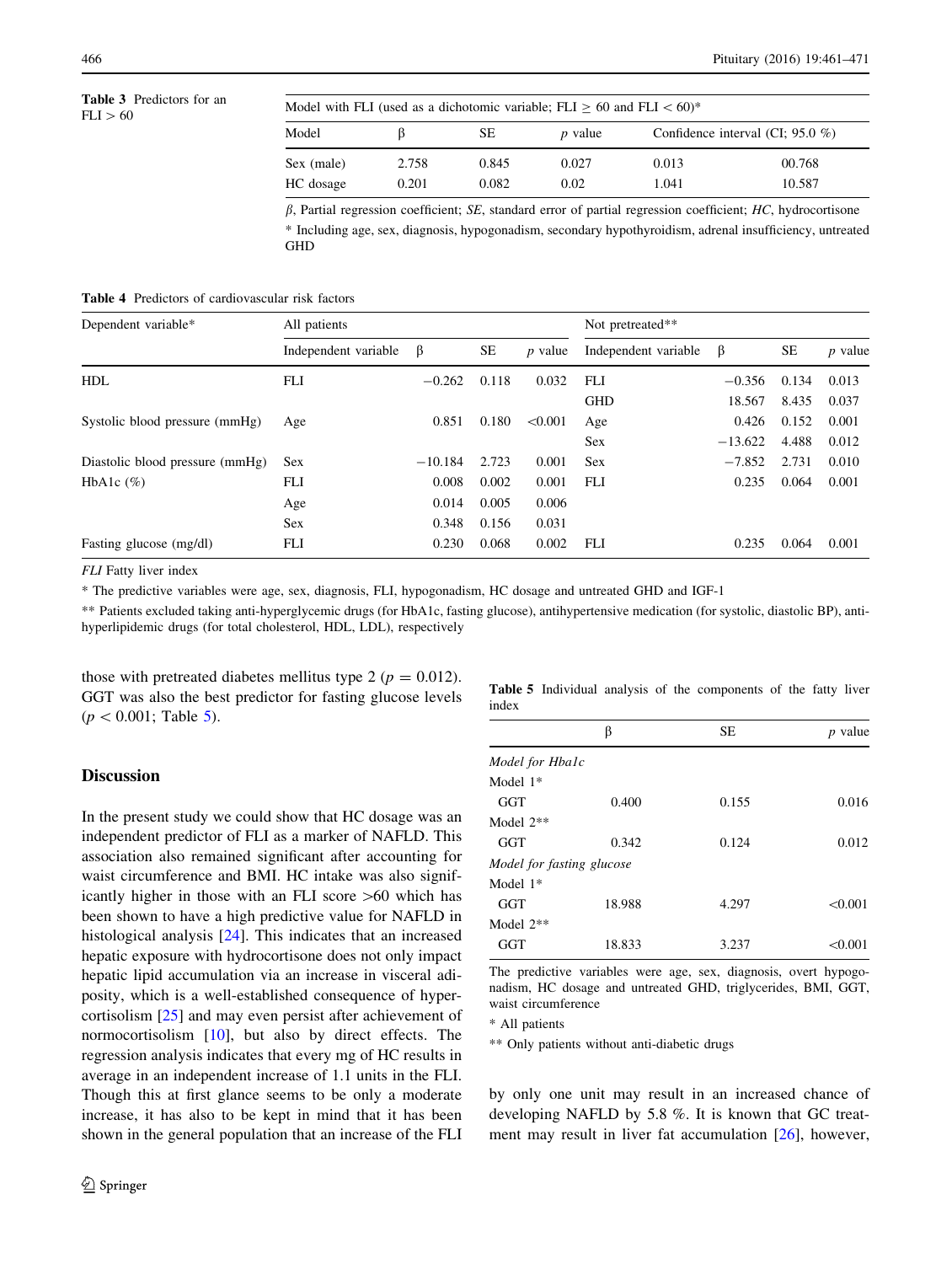**Table 3** Predictors for an FLI > 60

| Model with FLI (used as a dichotomic variable; FLI ≥ 60 and FLI < 60)* | | | | | |
|---|---|---|---|---|---|
| Model | β | SE | *p* value | Confidence interval (CI; 95.0 %) | |
| Sex (male) | 2.758 | 0.845 | 0.027 | 0.013 | 00.768 |
| HC dosage | 0.201 | 0.082 | 0.02 | 1.041 | 10.587 |

β, Partial regression coefficient; *SE*, standard error of partial regression coefficient; *HC*, hydrocortisone

\* Including age, sex, diagnosis, hypogonadism, secondary hypothyroidism, adrenal insufficiency, untreated GHD

**Table 4** Predictors of cardiovascular risk factors

| Dependent variable* | All patients | | | | Not pretreated** | | | |
|---|---|---|---|---|---|---|---|---|
| | Independent variable | β | SE | *p* value | Independent variable | β | SE | *p* value |
| HDL | FLI | −0.262 | 0.118 | 0.032 | FLI | −0.356 | 0.134 | 0.013 |
| | | | | | GHD | 18.567 | 8.435 | 0.037 |
| Systolic blood pressure (mmHg) | Age | 0.851 | 0.180 | <0.001 | Age | 0.426 | 0.152 | 0.001 |
| | | | | | Sex | −13.622 | 4.488 | 0.012 |
| Diastolic blood pressure (mmHg) | Sex | −10.184 | 2.723 | 0.001 | Sex | −7.852 | 2.731 | 0.010 |
| HbA1c (%) | FLI | 0.008 | 0.002 | 0.001 | FLI | 0.235 | 0.064 | 0.001 |
| | Age | 0.014 | 0.005 | 0.006 | | | | |
| | Sex | 0.348 | 0.156 | 0.031 | | | | |
| Fasting glucose (mg/dl) | FLI | 0.230 | 0.068 | 0.002 | FLI | 0.235 | 0.064 | 0.001 |

*FLI* Fatty liver index

\* The predictive variables were age, sex, diagnosis, FLI, hypogonadism, HC dosage and untreated GHD and IGF-1

\*\* Patients excluded taking anti-hyperglycemic drugs (for HbA1c, fasting glucose), antihypertensive medication (for systolic, diastolic BP), anti-hyperlipidemic drugs (for total cholesterol, HDL, LDL), respectively

those with pretreated diabetes mellitus type 2 ($p = 0.012$). GGT was also the best predictor for fasting glucose levels ($p < 0.001$; Table 5).

**Table 5** Individual analysis of the components of the fatty liver index

| | β | SE | *p* value |
|---|---|---|---|
| *Model for Hba1c* | | | |
| Model 1* | | | |
| GGT | 0.400 | 0.155 | 0.016 |
| Model 2** | | | |
| GGT | 0.342 | 0.124 | 0.012 |
| *Model for fasting glucose* | | | |
| Model 1* | | | |
| GGT | 18.988 | 4.297 | <0.001 |
| Model 2** | | | |
| GGT | 18.833 | 3.237 | <0.001 |

The predictive variables were age, sex, diagnosis, overt hypogonadism, HC dosage and untreated GHD, triglycerides, BMI, GGT, waist circumference

\* All patients

\*\* Only patients without anti-diabetic drugs

## Discussion

In the present study we could show that HC dosage was an independent predictor of FLI as a marker of NAFLD. This association also remained significant after accounting for waist circumference and BMI. HC intake was also significantly higher in those with an FLI score >60 which has been shown to have a high predictive value for NAFLD in histological analysis [24]. This indicates that an increased hepatic exposure with hydrocortisone does not only impact hepatic lipid accumulation via an increase in visceral adiposity, which is a well-established consequence of hypercortisolism [25] and may even persist after achievement of normocortisolism [10], but also by direct effects. The regression analysis indicates that every mg of HC results in average in an independent increase of 1.1 units in the FLI. Though this at first glance seems to be only a moderate increase, it has also to be kept in mind that it has been shown in the general population that an increase of the FLI by only one unit may result in an increased chance of developing NAFLD by 5.8 %. It is known that GC treatment may result in liver fat accumulation [26], however,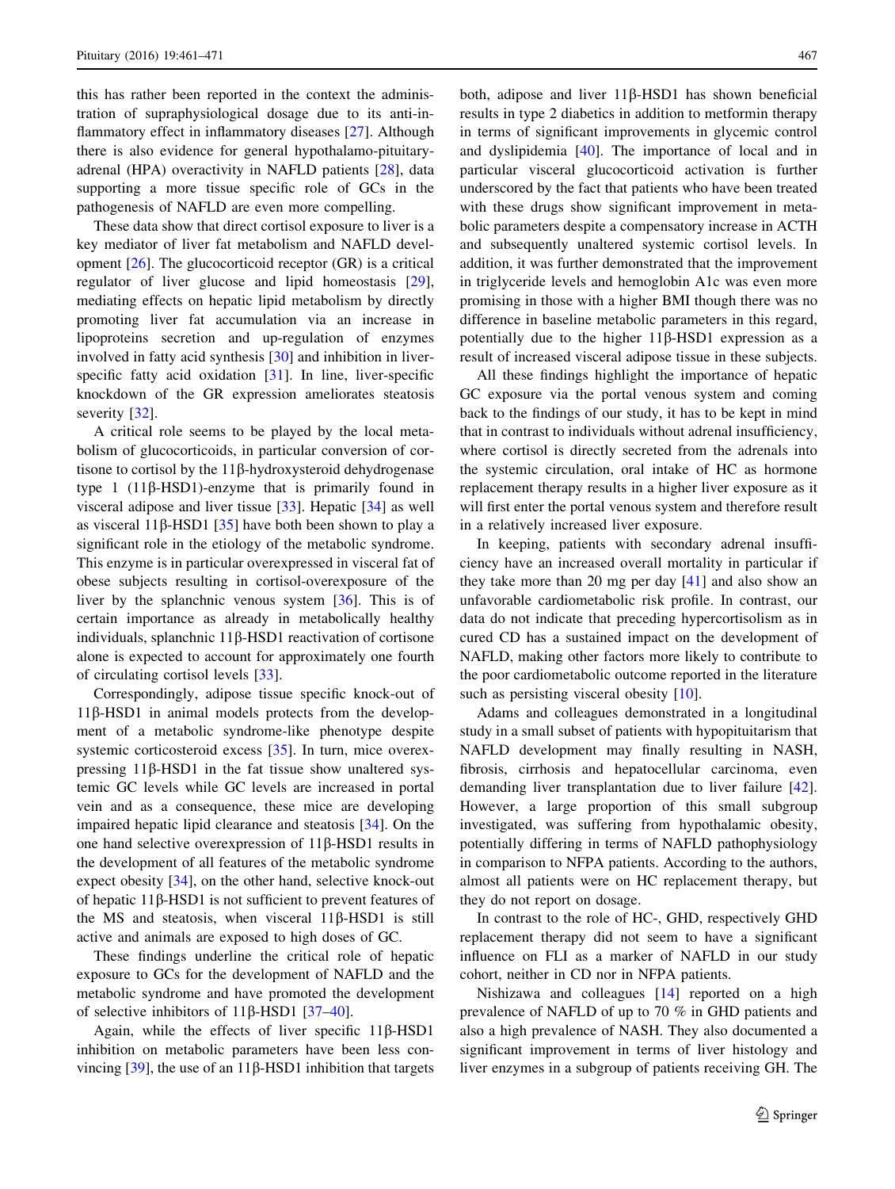this has rather been reported in the context the administration of supraphysiological dosage due to its anti-inflammatory effect in inflammatory diseases [27]. Although there is also evidence for general hypothalamo-pituitary-adrenal (HPA) overactivity in NAFLD patients [28], data supporting a more tissue specific role of GCs in the pathogenesis of NAFLD are even more compelling.

These data show that direct cortisol exposure to liver is a key mediator of liver fat metabolism and NAFLD development [26]. The glucocorticoid receptor (GR) is a critical regulator of liver glucose and lipid homeostasis [29], mediating effects on hepatic lipid metabolism by directly promoting liver fat accumulation via an increase in lipoproteins secretion and up-regulation of enzymes involved in fatty acid synthesis [30] and inhibition in liver-specific fatty acid oxidation [31]. In line, liver-specific knockdown of the GR expression ameliorates steatosis severity [32].

A critical role seems to be played by the local metabolism of glucocorticoids, in particular conversion of cortisone to cortisol by the 11β-hydroxysteroid dehydrogenase type 1 (11β-HSD1)-enzyme that is primarily found in visceral adipose and liver tissue [33]. Hepatic [34] as well as visceral 11β-HSD1 [35] have both been shown to play a significant role in the etiology of the metabolic syndrome. This enzyme is in particular overexpressed in visceral fat of obese subjects resulting in cortisol-overexposure of the liver by the splanchnic venous system [36]. This is of certain importance as already in metabolically healthy individuals, splanchnic 11β-HSD1 reactivation of cortisone alone is expected to account for approximately one fourth of circulating cortisol levels [33].

Correspondingly, adipose tissue specific knock-out of 11β-HSD1 in animal models protects from the development of a metabolic syndrome-like phenotype despite systemic corticosteroid excess [35]. In turn, mice overexpressing 11β-HSD1 in the fat tissue show unaltered systemic GC levels while GC levels are increased in portal vein and as a consequence, these mice are developing impaired hepatic lipid clearance and steatosis [34]. On the one hand selective overexpression of 11β-HSD1 results in the development of all features of the metabolic syndrome expect obesity [34], on the other hand, selective knock-out of hepatic 11β-HSD1 is not sufficient to prevent features of the MS and steatosis, when visceral 11β-HSD1 is still active and animals are exposed to high doses of GC.

These findings underline the critical role of hepatic exposure to GCs for the development of NAFLD and the metabolic syndrome and have promoted the development of selective inhibitors of 11β-HSD1 [37–40].

Again, while the effects of liver specific 11β-HSD1 inhibition on metabolic parameters have been less convincing [39], the use of an 11β-HSD1 inhibition that targets both, adipose and liver 11β-HSD1 has shown beneficial results in type 2 diabetics in addition to metformin therapy in terms of significant improvements in glycemic control and dyslipidemia [40]. The importance of local and in particular visceral glucocorticoid activation is further underscored by the fact that patients who have been treated with these drugs show significant improvement in metabolic parameters despite a compensatory increase in ACTH and subsequently unaltered systemic cortisol levels. In addition, it was further demonstrated that the improvement in triglyceride levels and hemoglobin A1c was even more promising in those with a higher BMI though there was no difference in baseline metabolic parameters in this regard, potentially due to the higher 11β-HSD1 expression as a result of increased visceral adipose tissue in these subjects.

All these findings highlight the importance of hepatic GC exposure via the portal venous system and coming back to the findings of our study, it has to be kept in mind that in contrast to individuals without adrenal insufficiency, where cortisol is directly secreted from the adrenals into the systemic circulation, oral intake of HC as hormone replacement therapy results in a higher liver exposure as it will first enter the portal venous system and therefore result in a relatively increased liver exposure.

In keeping, patients with secondary adrenal insufficiency have an increased overall mortality in particular if they take more than 20 mg per day [41] and also show an unfavorable cardiometabolic risk profile. In contrast, our data do not indicate that preceding hypercortisolism as in cured CD has a sustained impact on the development of NAFLD, making other factors more likely to contribute to the poor cardiometabolic outcome reported in the literature such as persisting visceral obesity [10].

Adams and colleagues demonstrated in a longitudinal study in a small subset of patients with hypopituitarism that NAFLD development may finally resulting in NASH, fibrosis, cirrhosis and hepatocellular carcinoma, even demanding liver transplantation due to liver failure [42]. However, a large proportion of this small subgroup investigated, was suffering from hypothalamic obesity, potentially differing in terms of NAFLD pathophysiology in comparison to NFPA patients. According to the authors, almost all patients were on HC replacement therapy, but they do not report on dosage.

In contrast to the role of HC-, GHD, respectively GHD replacement therapy did not seem to have a significant influence on FLI as a marker of NAFLD in our study cohort, neither in CD nor in NFPA patients.

Nishizawa and colleagues [14] reported on a high prevalence of NAFLD of up to 70 % in GHD patients and also a high prevalence of NASH. They also documented a significant improvement in terms of liver histology and liver enzymes in a subgroup of patients receiving GH. The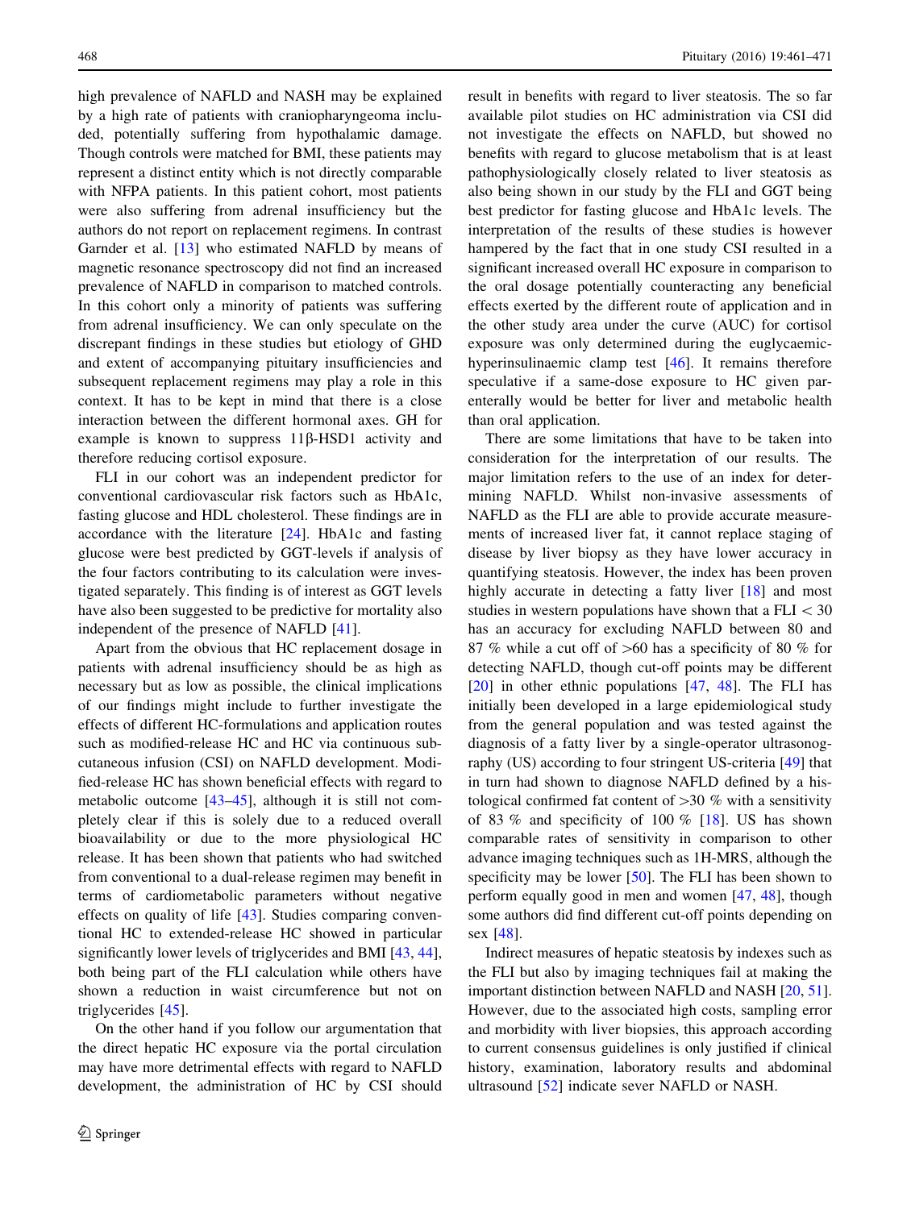high prevalence of NAFLD and NASH may be explained by a high rate of patients with craniopharyngeoma included, potentially suffering from hypothalamic damage. Though controls were matched for BMI, these patients may represent a distinct entity which is not directly comparable with NFPA patients. In this patient cohort, most patients were also suffering from adrenal insufficiency but the authors do not report on replacement regimens. In contrast Garnder et al. [13] who estimated NAFLD by means of magnetic resonance spectroscopy did not find an increased prevalence of NAFLD in comparison to matched controls. In this cohort only a minority of patients was suffering from adrenal insufficiency. We can only speculate on the discrepant findings in these studies but etiology of GHD and extent of accompanying pituitary insufficiencies and subsequent replacement regimens may play a role in this context. It has to be kept in mind that there is a close interaction between the different hormonal axes. GH for example is known to suppress 11β-HSD1 activity and therefore reducing cortisol exposure.

FLI in our cohort was an independent predictor for conventional cardiovascular risk factors such as HbA1c, fasting glucose and HDL cholesterol. These findings are in accordance with the literature [24]. HbA1c and fasting glucose were best predicted by GGT-levels if analysis of the four factors contributing to its calculation were investigated separately. This finding is of interest as GGT levels have also been suggested to be predictive for mortality also independent of the presence of NAFLD [41].

Apart from the obvious that HC replacement dosage in patients with adrenal insufficiency should be as high as necessary but as low as possible, the clinical implications of our findings might include to further investigate the effects of different HC-formulations and application routes such as modified-release HC and HC via continuous subcutaneous infusion (CSI) on NAFLD development. Modified-release HC has shown beneficial effects with regard to metabolic outcome [43–45], although it is still not completely clear if this is solely due to a reduced overall bioavailability or due to the more physiological HC release. It has been shown that patients who had switched from conventional to a dual-release regimen may benefit in terms of cardiometabolic parameters without negative effects on quality of life [43]. Studies comparing conventional HC to extended-release HC showed in particular significantly lower levels of triglycerides and BMI [43, 44], both being part of the FLI calculation while others have shown a reduction in waist circumference but not on triglycerides [45].

On the other hand if you follow our argumentation that the direct hepatic HC exposure via the portal circulation may have more detrimental effects with regard to NAFLD development, the administration of HC by CSI should result in benefits with regard to liver steatosis. The so far available pilot studies on HC administration via CSI did not investigate the effects on NAFLD, but showed no benefits with regard to glucose metabolism that is at least pathophysiologically closely related to liver steatosis as also being shown in our study by the FLI and GGT being best predictor for fasting glucose and HbA1c levels. The interpretation of the results of these studies is however hampered by the fact that in one study CSI resulted in a significant increased overall HC exposure in comparison to the oral dosage potentially counteracting any beneficial effects exerted by the different route of application and in the other study area under the curve (AUC) for cortisol exposure was only determined during the euglycaemic-hyperinsulinaemic clamp test [46]. It remains therefore speculative if a same-dose exposure to HC given parenterally would be better for liver and metabolic health than oral application.

There are some limitations that have to be taken into consideration for the interpretation of our results. The major limitation refers to the use of an index for determining NAFLD. Whilst non-invasive assessments of NAFLD as the FLI are able to provide accurate measurements of increased liver fat, it cannot replace staging of disease by liver biopsy as they have lower accuracy in quantifying steatosis. However, the index has been proven highly accurate in detecting a fatty liver [18] and most studies in western populations have shown that a FLI $< 30$ has an accuracy for excluding NAFLD between 80 and 87 % while a cut off of $>60$ has a specificity of 80 % for detecting NAFLD, though cut-off points may be different [20] in other ethnic populations [47, 48]. The FLI has initially been developed in a large epidemiological study from the general population and was tested against the diagnosis of a fatty liver by a single-operator ultrasonography (US) according to four stringent US-criteria [49] that in turn had shown to diagnose NAFLD defined by a histological confirmed fat content of $>30$ % with a sensitivity of 83 % and specificity of 100 % [18]. US has shown comparable rates of sensitivity in comparison to other advance imaging techniques such as 1H-MRS, although the specificity may be lower [50]. The FLI has been shown to perform equally good in men and women [47, 48], though some authors did find different cut-off points depending on sex [48].

Indirect measures of hepatic steatosis by indexes such as the FLI but also by imaging techniques fail at making the important distinction between NAFLD and NASH [20, 51]. However, due to the associated high costs, sampling error and morbidity with liver biopsies, this approach according to current consensus guidelines is only justified if clinical history, examination, laboratory results and abdominal ultrasound [52] indicate sever NAFLD or NASH.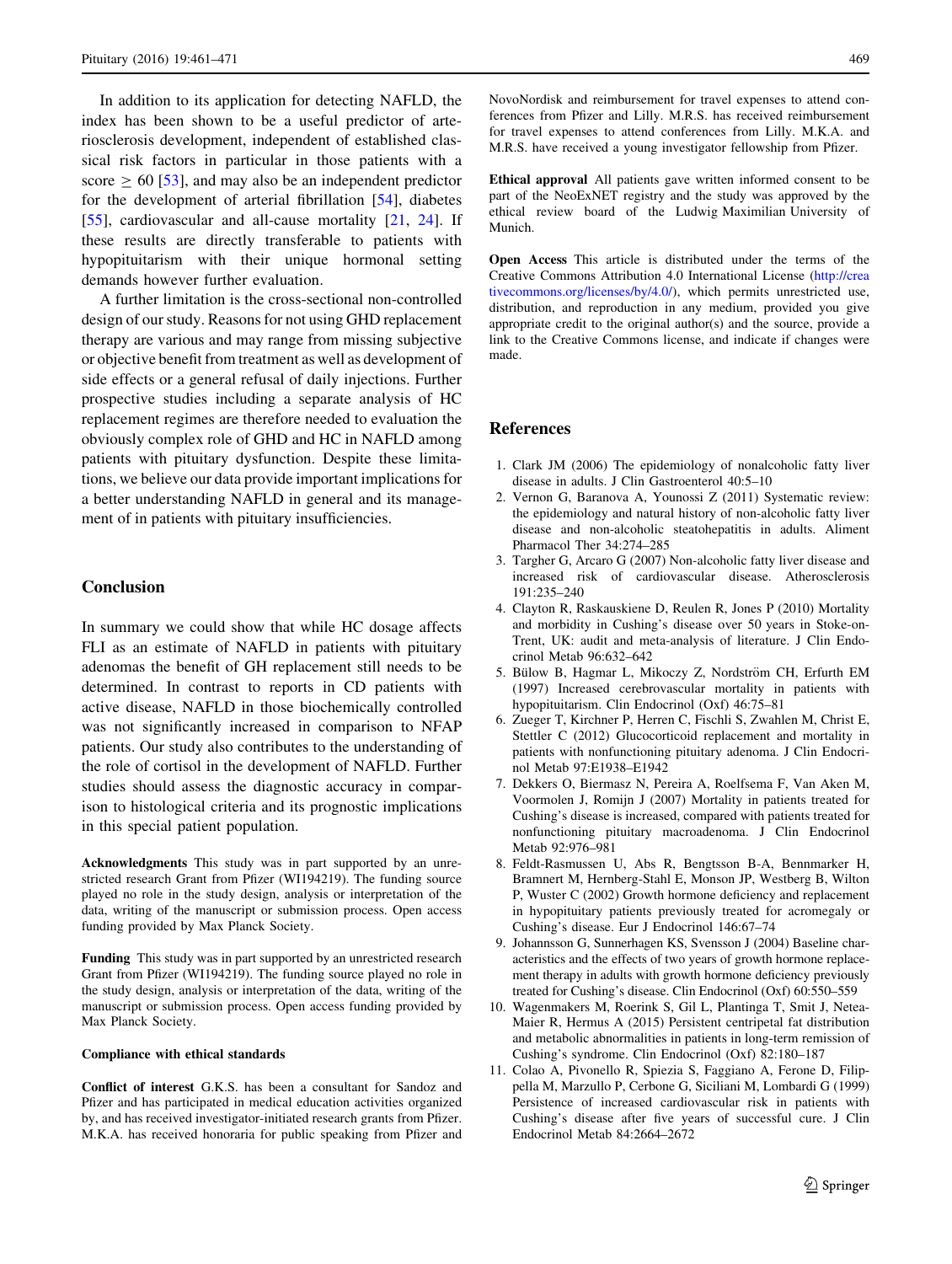In addition to its application for detecting NAFLD, the index has been shown to be a useful predictor of arteriosclerosis development, independent of established classical risk factors in particular in those patients with a score $\geq 60$ [53], and may also be an independent predictor for the development of arterial fibrillation [54], diabetes [55], cardiovascular and all-cause mortality [21, 24]. If these results are directly transferable to patients with hypopituitarism with their unique hormonal setting demands however further evaluation.

A further limitation is the cross-sectional non-controlled design of our study. Reasons for not using GHD replacement therapy are various and may range from missing subjective or objective benefit from treatment as well as development of side effects or a general refusal of daily injections. Further prospective studies including a separate analysis of HC replacement regimes are therefore needed to evaluation the obviously complex role of GHD and HC in NAFLD among patients with pituitary dysfunction. Despite these limitations, we believe our data provide important implications for a better understanding NAFLD in general and its management of in patients with pituitary insufficiencies.

## Conclusion

In summary we could show that while HC dosage affects FLI as an estimate of NAFLD in patients with pituitary adenomas the benefit of GH replacement still needs to be determined. In contrast to reports in CD patients with active disease, NAFLD in those biochemically controlled was not significantly increased in comparison to NFAP patients. Our study also contributes to the understanding of the role of cortisol in the development of NAFLD. Further studies should assess the diagnostic accuracy in comparison to histological criteria and its prognostic implications in this special patient population.

**Acknowledgments** This study was in part supported by an unrestricted research Grant from Pfizer (WI194219). The funding source played no role in the study design, analysis or interpretation of the data, writing of the manuscript or submission process. Open access funding provided by Max Planck Society.

**Funding** This study was in part supported by an unrestricted research Grant from Pfizer (WI194219). The funding source played no role in the study design, analysis or interpretation of the data, writing of the manuscript or submission process. Open access funding provided by Max Planck Society.

**Compliance with ethical standards**

**Conflict of interest** G.K.S. has been a consultant for Sandoz and Pfizer and has participated in medical education activities organized by, and has received investigator-initiated research grants from Pfizer. M.K.A. has received honoraria for public speaking from Pfizer and NovoNordisk and reimbursement for travel expenses to attend conferences from Pfizer and Lilly. M.R.S. has received reimbursement for travel expenses to attend conferences from Lilly. M.K.A. and M.R.S. have received a young investigator fellowship from Pfizer.

**Ethical approval** All patients gave written informed consent to be part of the NeoExNET registry and the study was approved by the ethical review board of the Ludwig Maximilian University of Munich.

**Open Access** This article is distributed under the terms of the Creative Commons Attribution 4.0 International License (http://creativecommons.org/licenses/by/4.0/), which permits unrestricted use, distribution, and reproduction in any medium, provided you give appropriate credit to the original author(s) and the source, provide a link to the Creative Commons license, and indicate if changes were made.

## References

1. Clark JM (2006) The epidemiology of nonalcoholic fatty liver disease in adults. J Clin Gastroenterol 40:5–10
2. Vernon G, Baranova A, Younossi Z (2011) Systematic review: the epidemiology and natural history of non-alcoholic fatty liver disease and non-alcoholic steatohepatitis in adults. Aliment Pharmacol Ther 34:274–285
3. Targher G, Arcaro G (2007) Non-alcoholic fatty liver disease and increased risk of cardiovascular disease. Atherosclerosis 191:235–240
4. Clayton R, Raskauskiene D, Reulen R, Jones P (2010) Mortality and morbidity in Cushing's disease over 50 years in Stoke-on-Trent, UK: audit and meta-analysis of literature. J Clin Endocrinol Metab 96:632–642
5. Bülow B, Hagmar L, Mikoczy Z, Nordström CH, Erfurth EM (1997) Increased cerebrovascular mortality in patients with hypopituitarism. Clin Endocrinol (Oxf) 46:75–81
6. Zueger T, Kirchner P, Herren C, Fischli S, Zwahlen M, Christ E, Stettler C (2012) Glucocorticoid replacement and mortality in patients with nonfunctioning pituitary adenoma. J Clin Endocrinol Metab 97:E1938–E1942
7. Dekkers O, Biermasz N, Pereira A, Roelfsema F, Van Aken M, Voormolen J, Romijn J (2007) Mortality in patients treated for Cushing's disease is increased, compared with patients treated for nonfunctioning pituitary macroadenoma. J Clin Endocrinol Metab 92:976–981
8. Feldt-Rasmussen U, Abs R, Bengtsson B-A, Bennmarker H, Bramnert M, Hernberg-Stahl E, Monson JP, Westberg B, Wilton P, Wuster C (2002) Growth hormone deficiency and replacement in hypopituitary patients previously treated for acromegaly or Cushing's disease. Eur J Endocrinol 146:67–74
9. Johannsson G, Sunnerhagen KS, Svensson J (2004) Baseline characteristics and the effects of two years of growth hormone replacement therapy in adults with growth hormone deficiency previously treated for Cushing's disease. Clin Endocrinol (Oxf) 60:550–559
10. Wagenmakers M, Roerink S, Gil L, Plantinga T, Smit J, Netea-Maier R, Hermus A (2015) Persistent centripetal fat distribution and metabolic abnormalities in patients in long-term remission of Cushing's syndrome. Clin Endocrinol (Oxf) 82:180–187
11. Colao A, Pivonello R, Spiezia S, Faggiano A, Ferone D, Filippella M, Marzullo P, Cerbone G, Siciliani M, Lombardi G (1999) Persistence of increased cardiovascular risk in patients with Cushing's disease after five years of successful cure. J Clin Endocrinol Metab 84:2664–2672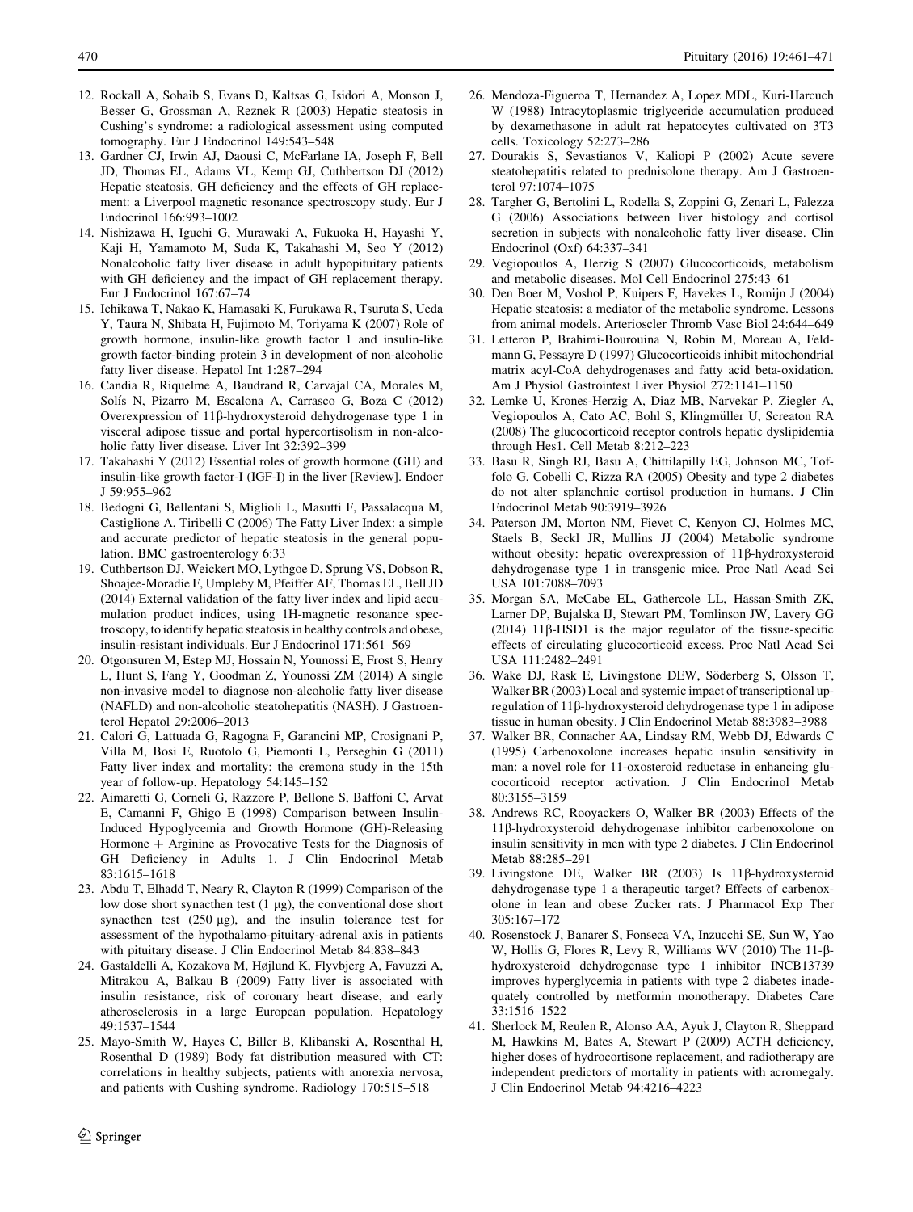12. Rockall A, Sohaib S, Evans D, Kaltsas G, Isidori A, Monson J, Besser G, Grossman A, Reznek R (2003) Hepatic steatosis in Cushing's syndrome: a radiological assessment using computed tomography. Eur J Endocrinol 149:543–548
13. Gardner CJ, Irwin AJ, Daousi C, McFarlane IA, Joseph F, Bell JD, Thomas EL, Adams VL, Kemp GJ, Cuthbertson DJ (2012) Hepatic steatosis, GH deficiency and the effects of GH replacement: a Liverpool magnetic resonance spectroscopy study. Eur J Endocrinol 166:993–1002
14. Nishizawa H, Iguchi G, Murawaki A, Fukuoka H, Hayashi Y, Kaji H, Yamamoto M, Suda K, Takahashi M, Seo Y (2012) Nonalcoholic fatty liver disease in adult hypopituitary patients with GH deficiency and the impact of GH replacement therapy. Eur J Endocrinol 167:67–74
15. Ichikawa T, Nakao K, Hamasaki K, Furukawa R, Tsuruta S, Ueda Y, Taura N, Shibata H, Fujimoto M, Toriyama K (2007) Role of growth hormone, insulin-like growth factor 1 and insulin-like growth factor-binding protein 3 in development of non-alcoholic fatty liver disease. Hepatol Int 1:287–294
16. Candia R, Riquelme A, Baudrand R, Carvajal CA, Morales M, Solís N, Pizarro M, Escalona A, Carrasco G, Boza C (2012) Overexpression of 11β-hydroxysteroid dehydrogenase type 1 in visceral adipose tissue and portal hypercortisolism in non-alcoholic fatty liver disease. Liver Int 32:392–399
17. Takahashi Y (2012) Essential roles of growth hormone (GH) and insulin-like growth factor-I (IGF-I) in the liver [Review]. Endocr J 59:955–962
18. Bedogni G, Bellentani S, Miglioli L, Masutti F, Passalacqua M, Castiglione A, Tiribelli C (2006) The Fatty Liver Index: a simple and accurate predictor of hepatic steatosis in the general population. BMC gastroenterology 6:33
19. Cuthbertson DJ, Weickert MO, Lythgoe D, Sprung VS, Dobson R, Shoajee-Moradie F, Umpleby M, Pfeiffer AF, Thomas EL, Bell JD (2014) External validation of the fatty liver index and lipid accumulation product indices, using 1H-magnetic resonance spectroscopy, to identify hepatic steatosis in healthy controls and obese, insulin-resistant individuals. Eur J Endocrinol 171:561–569
20. Otgonsuren M, Estep MJ, Hossain N, Younossi E, Frost S, Henry L, Hunt S, Fang Y, Goodman Z, Younossi ZM (2014) A single non-invasive model to diagnose non-alcoholic fatty liver disease (NAFLD) and non-alcoholic steatohepatitis (NASH). J Gastroenterol Hepatol 29:2006–2013
21. Calori G, Lattuada G, Ragogna F, Garancini MP, Crosignani P, Villa M, Bosi E, Ruotolo G, Piemonti L, Perseghin G (2011) Fatty liver index and mortality: the cremona study in the 15th year of follow-up. Hepatology 54:145–152
22. Aimaretti G, Corneli G, Razzore P, Bellone S, Baffoni C, Arvat E, Camanni F, Ghigo E (1998) Comparison between Insulin-Induced Hypoglycemia and Growth Hormone (GH)-Releasing Hormone + Arginine as Provocative Tests for the Diagnosis of GH Deficiency in Adults 1. J Clin Endocrinol Metab 83:1615–1618
23. Abdu T, Elhadd T, Neary R, Clayton R (1999) Comparison of the low dose short synacthen test (1 μg), the conventional dose short synacthen test (250 μg), and the insulin tolerance test for assessment of the hypothalamo-pituitary-adrenal axis in patients with pituitary disease. J Clin Endocrinol Metab 84:838–843
24. Gastaldelli A, Kozakova M, Højlund K, Flyvbjerg A, Favuzzi A, Mitrakou A, Balkau B (2009) Fatty liver is associated with insulin resistance, risk of coronary heart disease, and early atherosclerosis in a large European population. Hepatology 49:1537–1544
25. Mayo-Smith W, Hayes C, Biller B, Klibanski A, Rosenthal H, Rosenthal D (1989) Body fat distribution measured with CT: correlations in healthy subjects, patients with anorexia nervosa, and patients with Cushing syndrome. Radiology 170:515–518
26. Mendoza-Figueroa T, Hernandez A, Lopez MDL, Kuri-Harcuch W (1988) Intracytoplasmic triglyceride accumulation produced by dexamethasone in adult rat hepatocytes cultivated on 3T3 cells. Toxicology 52:273–286
27. Dourakis S, Sevastianos V, Kaliopi P (2002) Acute severe steatohepatitis related to prednisolone therapy. Am J Gastroenterol 97:1074–1075
28. Targher G, Bertolini L, Rodella S, Zoppini G, Zenari L, Falezza G (2006) Associations between liver histology and cortisol secretion in subjects with nonalcoholic fatty liver disease. Clin Endocrinol (Oxf) 64:337–341
29. Vegiopoulos A, Herzig S (2007) Glucocorticoids, metabolism and metabolic diseases. Mol Cell Endocrinol 275:43–61
30. Den Boer M, Voshol P, Kuipers F, Havekes L, Romijn J (2004) Hepatic steatosis: a mediator of the metabolic syndrome. Lessons from animal models. Arterioscler Thromb Vasc Biol 24:644–649
31. Letteron P, Brahimi-Bourouina N, Robin M, Moreau A, Feldmann G, Pessayre D (1997) Glucocorticoids inhibit mitochondrial matrix acyl-CoA dehydrogenases and fatty acid beta-oxidation. Am J Physiol Gastrointest Liver Physiol 272:1141–1150
32. Lemke U, Krones-Herzig A, Diaz MB, Narvekar P, Ziegler A, Vegiopoulos A, Cato AC, Bohl S, Klingmüller U, Screaton RA (2008) The glucocorticoid receptor controls hepatic dyslipidemia through Hes1. Cell Metab 8:212–223
33. Basu R, Singh RJ, Basu A, Chittilapilly EG, Johnson MC, Toffolo G, Cobelli C, Rizza RA (2005) Obesity and type 2 diabetes do not alter splanchnic cortisol production in humans. J Clin Endocrinol Metab 90:3919–3926
34. Paterson JM, Morton NM, Fievet C, Kenyon CJ, Holmes MC, Staels B, Seckl JR, Mullins JJ (2004) Metabolic syndrome without obesity: hepatic overexpression of 11β-hydroxysteroid dehydrogenase type 1 in transgenic mice. Proc Natl Acad Sci USA 101:7088–7093
35. Morgan SA, McCabe EL, Gathercole LL, Hassan-Smith ZK, Larner DP, Bujalska IJ, Stewart PM, Tomlinson JW, Lavery GG (2014) 11β-HSD1 is the major regulator of the tissue-specific effects of circulating glucocorticoid excess. Proc Natl Acad Sci USA 111:2482–2491
36. Wake DJ, Rask E, Livingstone DEW, Söderberg S, Olsson T, Walker BR (2003) Local and systemic impact of transcriptional up-regulation of 11β-hydroxysteroid dehydrogenase type 1 in adipose tissue in human obesity. J Clin Endocrinol Metab 88:3983–3988
37. Walker BR, Connacher AA, Lindsay RM, Webb DJ, Edwards C (1995) Carbenoxolone increases hepatic insulin sensitivity in man: a novel role for 11-oxosteroid reductase in enhancing glucocorticoid receptor activation. J Clin Endocrinol Metab 80:3155–3159
38. Andrews RC, Rooyackers O, Walker BR (2003) Effects of the 11β-hydroxysteroid dehydrogenase inhibitor carbenoxolone on insulin sensitivity in men with type 2 diabetes. J Clin Endocrinol Metab 88:285–291
39. Livingstone DE, Walker BR (2003) Is 11β-hydroxysteroid dehydrogenase type 1 a therapeutic target? Effects of carbenoxolone in lean and obese Zucker rats. J Pharmacol Exp Ther 305:167–172
40. Rosenstock J, Banarer S, Fonseca VA, Inzucchi SE, Sun W, Yao W, Hollis G, Flores R, Levy R, Williams WV (2010) The 11-β-hydroxysteroid dehydrogenase type 1 inhibitor INCB13739 improves hyperglycemia in patients with type 2 diabetes inadequately controlled by metformin monotherapy. Diabetes Care 33:1516–1522
41. Sherlock M, Reulen R, Alonso AA, Ayuk J, Clayton R, Sheppard M, Hawkins M, Bates A, Stewart P (2009) ACTH deficiency, higher doses of hydrocortisone replacement, and radiotherapy are independent predictors of mortality in patients with acromegaly. J Clin Endocrinol Metab 94:4216–4223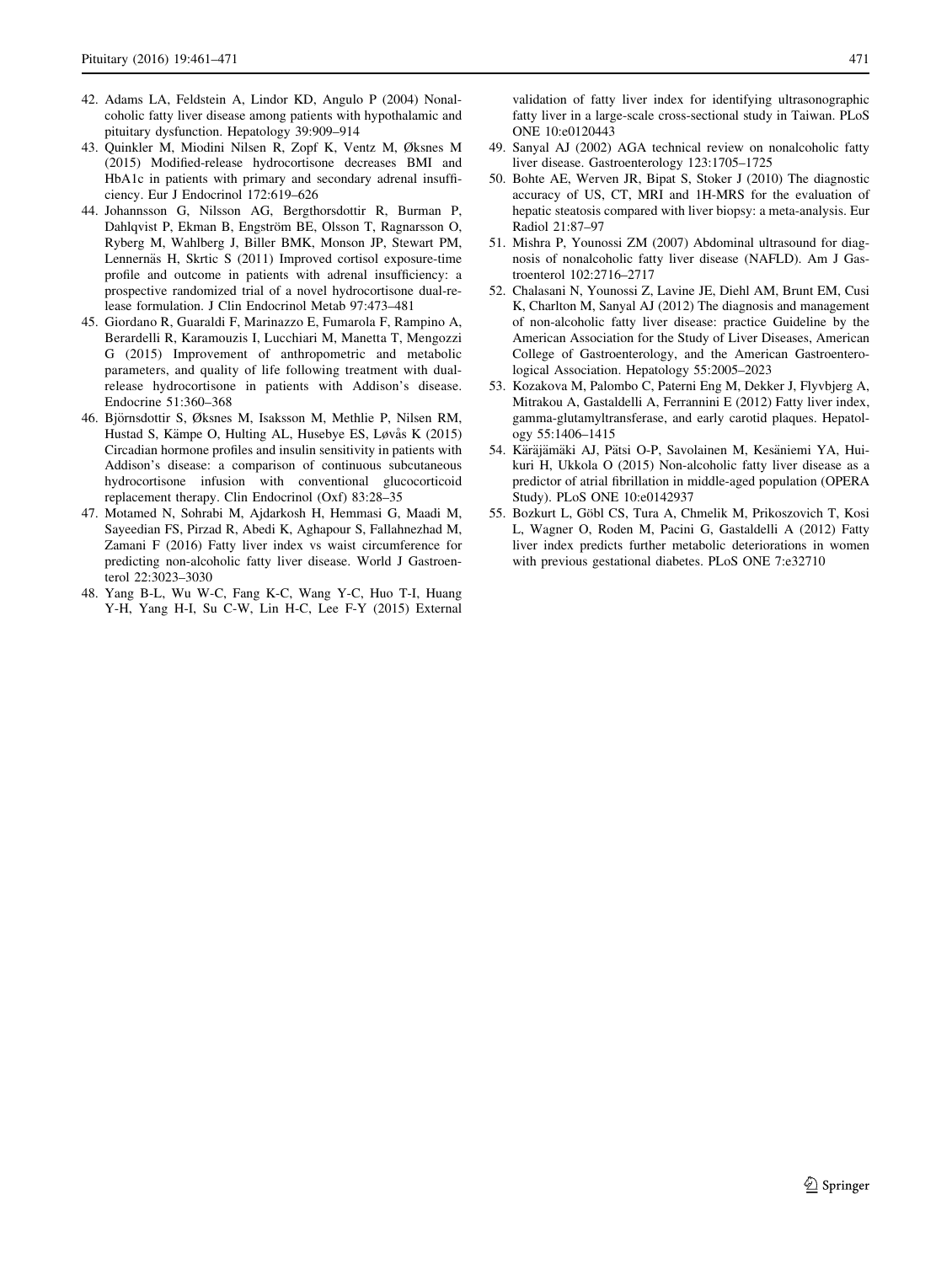42. Adams LA, Feldstein A, Lindor KD, Angulo P (2004) Nonalcoholic fatty liver disease among patients with hypothalamic and pituitary dysfunction. Hepatology 39:909–914
43. Quinkler M, Miodini Nilsen R, Zopf K, Ventz M, Øksnes M (2015) Modified-release hydrocortisone decreases BMI and HbA1c in patients with primary and secondary adrenal insufficiency. Eur J Endocrinol 172:619–626
44. Johannsson G, Nilsson AG, Bergthorsdottir R, Burman P, Dahlqvist P, Ekman B, Engström BE, Olsson T, Ragnarsson O, Ryberg M, Wahlberg J, Biller BMK, Monson JP, Stewart PM, Lennernäs H, Skrtic S (2011) Improved cortisol exposure-time profile and outcome in patients with adrenal insufficiency: a prospective randomized trial of a novel hydrocortisone dual-release formulation. J Clin Endocrinol Metab 97:473–481
45. Giordano R, Guaraldi F, Marinazzo E, Fumarola F, Rampino A, Berardelli R, Karamouzis I, Lucchiari M, Manetta T, Mengozzi G (2015) Improvement of anthropometric and metabolic parameters, and quality of life following treatment with dual-release hydrocortisone in patients with Addison's disease. Endocrine 51:360–368
46. Björnsdottir S, Øksnes M, Isaksson M, Methlie P, Nilsen RM, Hustad S, Kämpe O, Hulting AL, Husebye ES, Løvås K (2015) Circadian hormone profiles and insulin sensitivity in patients with Addison's disease: a comparison of continuous subcutaneous hydrocortisone infusion with conventional glucocorticoid replacement therapy. Clin Endocrinol (Oxf) 83:28–35
47. Motamed N, Sohrabi M, Ajdarkosh H, Hemmasi G, Maadi M, Sayeedian FS, Pirzad R, Abedi K, Aghapour S, Fallahnezhad M, Zamani F (2016) Fatty liver index vs waist circumference for predicting non-alcoholic fatty liver disease. World J Gastroenterol 22:3023–3030
48. Yang B-L, Wu W-C, Fang K-C, Wang Y-C, Huo T-I, Huang Y-H, Yang H-I, Su C-W, Lin H-C, Lee F-Y (2015) External validation of fatty liver index for identifying ultrasonographic fatty liver in a large-scale cross-sectional study in Taiwan. PLoS ONE 10:e0120443
49. Sanyal AJ (2002) AGA technical review on nonalcoholic fatty liver disease. Gastroenterology 123:1705–1725
50. Bohte AE, Werven JR, Bipat S, Stoker J (2010) The diagnostic accuracy of US, CT, MRI and 1H-MRS for the evaluation of hepatic steatosis compared with liver biopsy: a meta-analysis. Eur Radiol 21:87–97
51. Mishra P, Younossi ZM (2007) Abdominal ultrasound for diagnosis of nonalcoholic fatty liver disease (NAFLD). Am J Gastroenterol 102:2716–2717
52. Chalasani N, Younossi Z, Lavine JE, Diehl AM, Brunt EM, Cusi K, Charlton M, Sanyal AJ (2012) The diagnosis and management of non-alcoholic fatty liver disease: practice Guideline by the American Association for the Study of Liver Diseases, American College of Gastroenterology, and the American Gastroenterological Association. Hepatology 55:2005–2023
53. Kozakova M, Palombo C, Paterni Eng M, Dekker J, Flyvbjerg A, Mitrakou A, Gastaldelli A, Ferrannini E (2012) Fatty liver index, gamma-glutamyltransferase, and early carotid plaques. Hepatology 55:1406–1415
54. Käräjämäki AJ, Pätsi O-P, Savolainen M, Kesäniemi YA, Huikuri H, Ukkola O (2015) Non-alcoholic fatty liver disease as a predictor of atrial fibrillation in middle-aged population (OPERA Study). PLoS ONE 10:e0142937
55. Bozkurt L, Göbl CS, Tura A, Chmelik M, Prikoszovich T, Kosi L, Wagner O, Roden M, Pacini G, Gastaldelli A (2012) Fatty liver index predicts further metabolic deteriorations in women with previous gestational diabetes. PLoS ONE 7:e32710